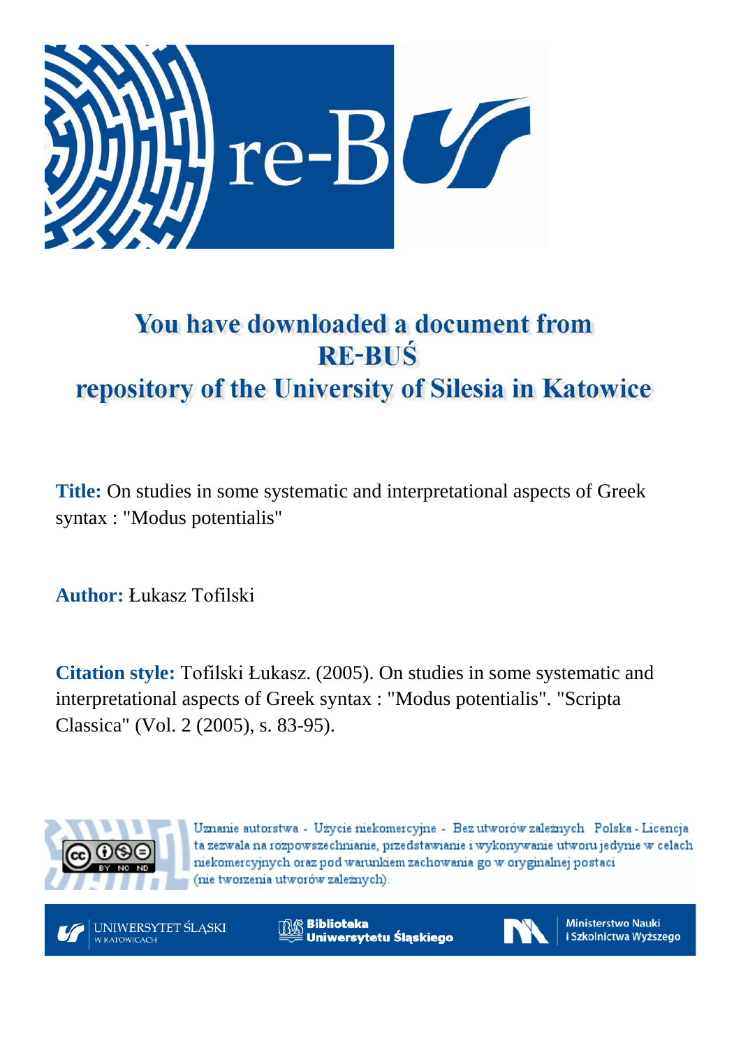# You have downloaded a document from RE-BUŚ repository of the University of Silesia in Katowice

**Title:** On studies in some systematic and interpretational aspects of Greek syntax : "Modus potentialis"

**Author:** Łukasz Tofilski

**Citation style:** Tofilski Łukasz. (2005). On studies in some systematic and interpretational aspects of Greek syntax : "Modus potentialis". "Scripta Classica" (Vol. 2 (2005), s. 83-95).

Uznanie autorstwa - Użycie niekomercyjne - Bez utworów zależnych Polska - Licencja ta zezwala na rozpowszechnianie, przedstawianie i wykonywanie utworu jedynie w celach niekomercyjnych oraz pod warunkiem zachowania go w oryginalnej postaci (nie tworzenia utworów zależnych).

UNIWERSYTET ŚLĄSKI W KATOWICACH

Biblioteka Uniwersytetu Śląskiego

Ministerstwo Nauki i Szkolnictwa Wyższego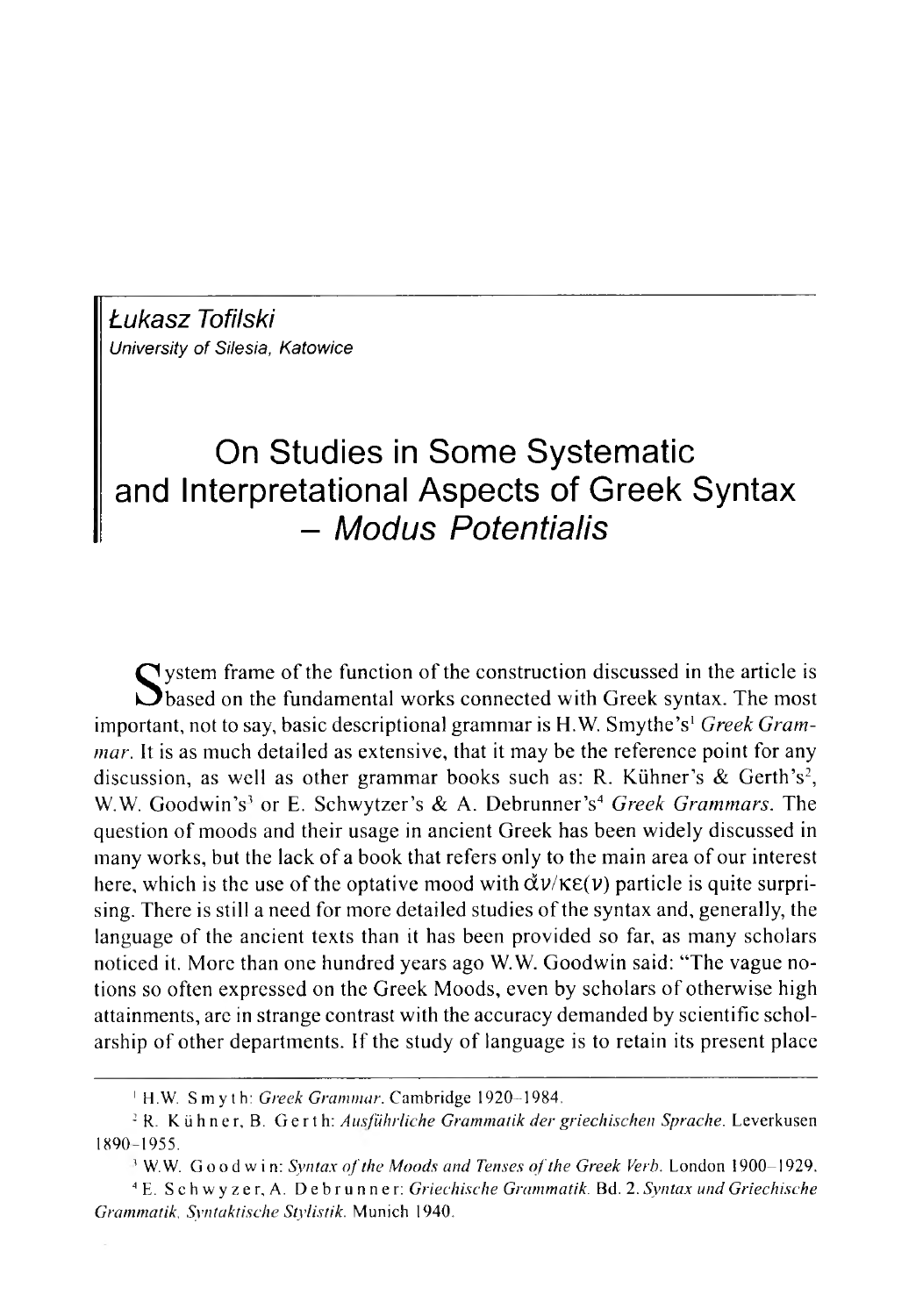Łukasz Tofilski
*University of Silesia, Katowice*

# On Studies in Some Systematic and Interpretational Aspects of Greek Syntax – *Modus Potentialis*

System frame of the function of the construction discussed in the article is based on the fundamental works connected with Greek syntax. The most important, not to say, basic descriptional grammar is H.W. Smythe's[1] *Greek Grammar*. It is as much detailed as extensive, that it may be the reference point for any discussion, as well as other grammar books such as: R. Kühner's & Gerth's[2], W.W. Goodwin's[3] or E. Schwytzer's & A. Debrunner's[4] *Greek Grammars*. The question of moods and their usage in ancient Greek has been widely discussed in many works, but the lack of a book that refers only to the main area of our interest here, which is the use of the optative mood with ἄν/κε(ν) particle is quite surprising. There is still a need for more detailed studies of the syntax and, generally, the language of the ancient texts than it has been provided so far, as many scholars noticed it. More than one hundred years ago W.W. Goodwin said: "The vague notions so often expressed on the Greek Moods, even by scholars of otherwise high attainments, are in strange contrast with the accuracy demanded by scientific scholarship of other departments. If the study of language is to retain its present place

---

[1] H.W. Smyth: *Greek Grammar*. Cambridge 1920–1984.

[2] R. Kühner, B. Gerth: *Ausführliche Grammatik der griechischen Sprache*. Leverkusen 1890–1955.

[3] W.W. Goodwin: *Syntax of the Moods and Tenses of the Greek Verb*. London 1900–1929.

[4] E. Schwyzer, A. Debrunner: *Griechische Grammatik*. Bd. 2. *Syntax und Griechische Grammatik. Syntaktische Stylistik*. Munich 1940.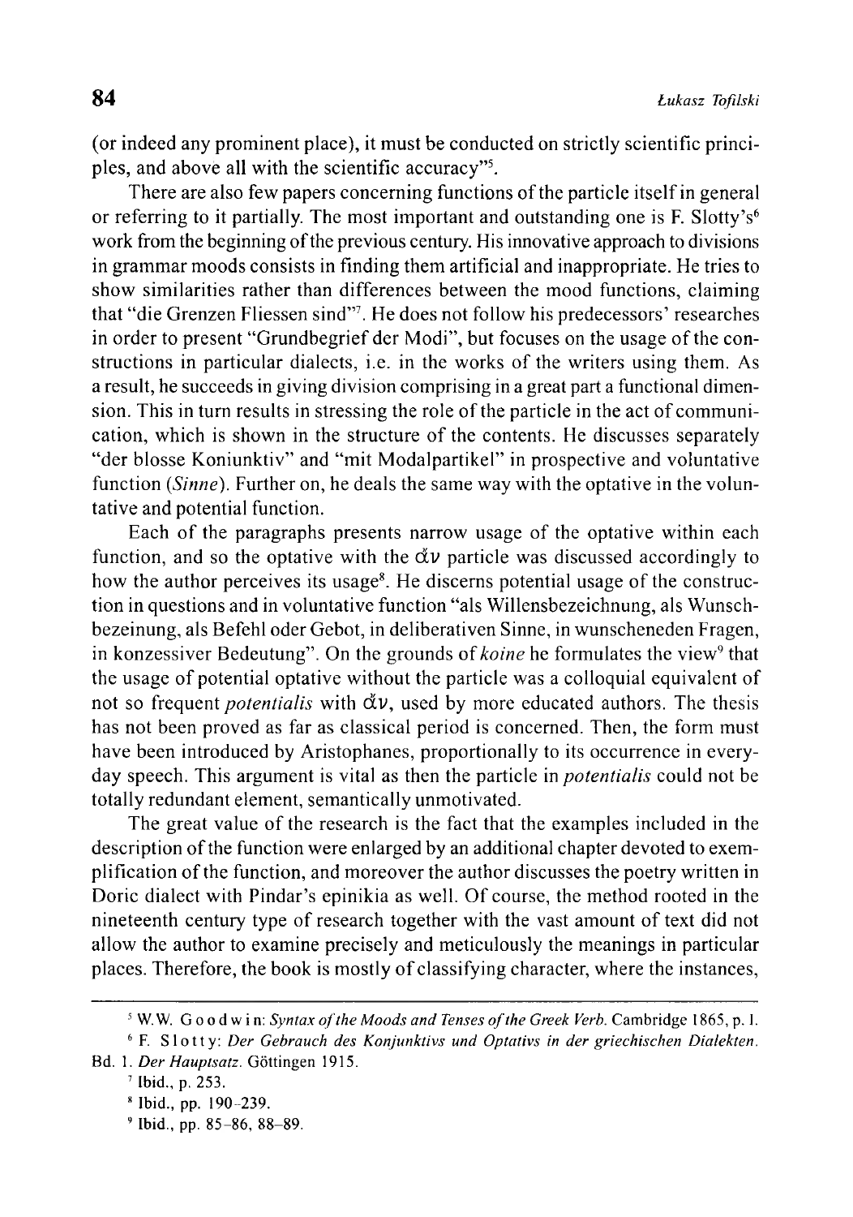(or indeed any prominent place), it must be conducted on strictly scientific principles, and above all with the scientific accuracy"[5].

There are also few papers concerning functions of the particle itself in general or referring to it partially. The most important and outstanding one is F. Slotty's[6] work from the beginning of the previous century. His innovative approach to divisions in grammar moods consists in finding them artificial and inappropriate. He tries to show similarities rather than differences between the mood functions, claiming that "die Grenzen Fliessen sind"[7]. He does not follow his predecessors' researches in order to present "Grundbegrief der Modi", but focuses on the usage of the constructions in particular dialects, i.e. in the works of the writers using them. As a result, he succeeds in giving division comprising in a great part a functional dimension. This in turn results in stressing the role of the particle in the act of communication, which is shown in the structure of the contents. He discusses separately "der blosse Koniunktiv" and "mit Modalpartikel" in prospective and voluntative function (*Sinne*). Further on, he deals the same way with the optative in the voluntative and potential function.

Each of the paragraphs presents narrow usage of the optative within each function, and so the optative with the ἄν particle was discussed accordingly to how the author perceives its usage[8]. He discerns potential usage of the construction in questions and in voluntative function "als Willensbezeichnung, als Wunschbezeinung, als Befehl oder Gebot, in deliberativen Sinne, in wunscheneden Fragen, in konzessiver Bedeutung". On the grounds of *koine* he formulates the view[9] that the usage of potential optative without the particle was a colloquial equivalent of not so frequent *potentialis* with ἄν, used by more educated authors. The thesis has not been proved as far as classical period is concerned. Then, the form must have been introduced by Aristophanes, proportionally to its occurrence in everyday speech. This argument is vital as then the particle in *potentialis* could not be totally redundant element, semantically unmotivated.

The great value of the research is the fact that the examples included in the description of the function were enlarged by an additional chapter devoted to exemplification of the function, and moreover the author discusses the poetry written in Doric dialect with Pindar's epinikia as well. Of course, the method rooted in the nineteenth century type of research together with the vast amount of text did not allow the author to examine precisely and meticulously the meanings in particular places. Therefore, the book is mostly of classifying character, where the instances,

---

[5] W.W. Goodwin: *Syntax of the Moods and Tenses of the Greek Verb*. Cambridge 1865, p. I.

[6] F. Slotty: *Der Gebrauch des Konjunktivs und Optativs in der griechischen Dialekten*. Bd. 1. *Der Hauptsatz*. Göttingen 1915.

[7] Ibid., p. 253.

[8] Ibid., pp. 190–239.

[9] Ibid., pp. 85–86, 88–89.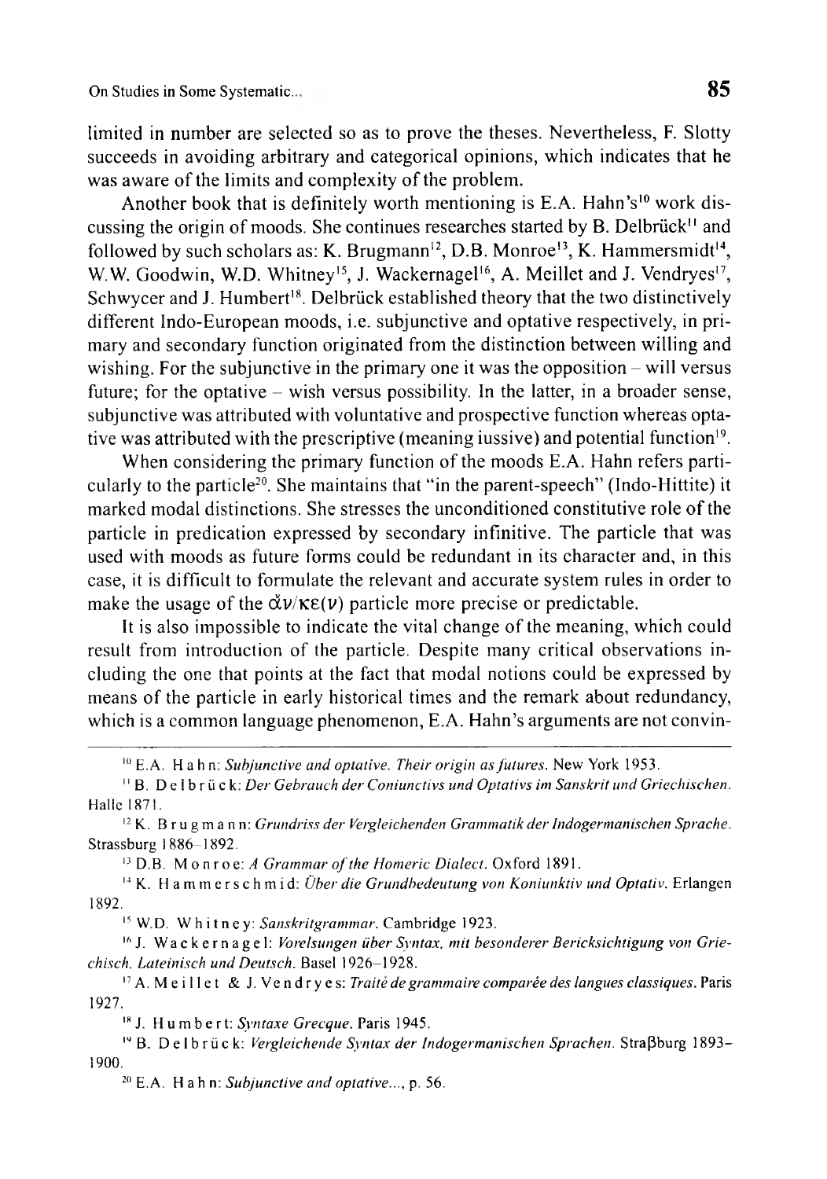limited in number are selected so as to prove the theses. Nevertheless, F. Slotty succeeds in avoiding arbitrary and categorical opinions, which indicates that he was aware of the limits and complexity of the problem.

Another book that is definitely worth mentioning is E.A. Hahn's[10] work discussing the origin of moods. She continues researches started by B. Delbrück[11] and followed by such scholars as: K. Brugmann[12], D.B. Monroe[13], K. Hammersmidt[14], W.W. Goodwin, W.D. Whitney[15], J. Wackernagel[16], A. Meillet and J. Vendryes[17], Schwycer and J. Humbert[18]. Delbrück established theory that the two distinctively different Indo-European moods, i.e. subjunctive and optative respectively, in primary and secondary function originated from the distinction between willing and wishing. For the subjunctive in the primary one it was the opposition – will versus future; for the optative – wish versus possibility. In the latter, in a broader sense, subjunctive was attributed with voluntative and prospective function whereas optative was attributed with the prescriptive (meaning iussive) and potential function[19].

When considering the primary function of the moods E.A. Hahn refers particularly to the particle[20]. She maintains that "in the parent-speech" (Indo-Hittite) it marked modal distinctions. She stresses the unconditioned constitutive role of the particle in predication expressed by secondary infinitive. The particle that was used with moods as future forms could be redundant in its character and, in this case, it is difficult to formulate the relevant and accurate system rules in order to make the usage of the ἄν/κε(ν) particle more precise or predictable.

It is also impossible to indicate the vital change of the meaning, which could result from introduction of the particle. Despite many critical observations including the one that points at the fact that modal notions could be expressed by means of the particle in early historical times and the remark about redundancy, which is a common language phenomenon, E.A. Hahn's arguments are not convin-

---

[10] E.A. Hahn: *Subjunctive and optative. Their origin as futures*. New York 1953.

[11] B. Delbrück: *Der Gebrauch der Coniunctivs und Optativs im Sanskrit und Griechischen*. Halle 1871.

[12] K. Brugmann: *Grundriss der Vergleichenden Grammatik der Indogermanischen Sprache*. Strassburg 1886–1892.

[13] D.B. Monroe: *A Grammar of the Homeric Dialect*. Oxford 1891.

[14] K. Hammerschmid: *Über die Grundbedeutung von Koniunktiv und Optativ*. Erlangen 1892.

[15] W.D. Whitney: *Sanskritgrammar*. Cambridge 1923.

[16] J. Wackernagel: *Vorelsungen über Syntax, mit besonderer Bericksichtigung von Griechisch, Lateinisch und Deutsch*. Basel 1926–1928.

[17] A. Meillet & J. Vendryes: *Traité de grammaire comparée des langues classiques*. Paris 1927.

[18] J. Humbert: *Syntaxe Grecque*. Paris 1945.

[19] B. Delbrück: *Vergleichende Syntax der Indogermanischen Sprachen*. Straβburg 1893–1900.

[20] E.A. Hahn: *Subjunctive and optative...*, p. 56.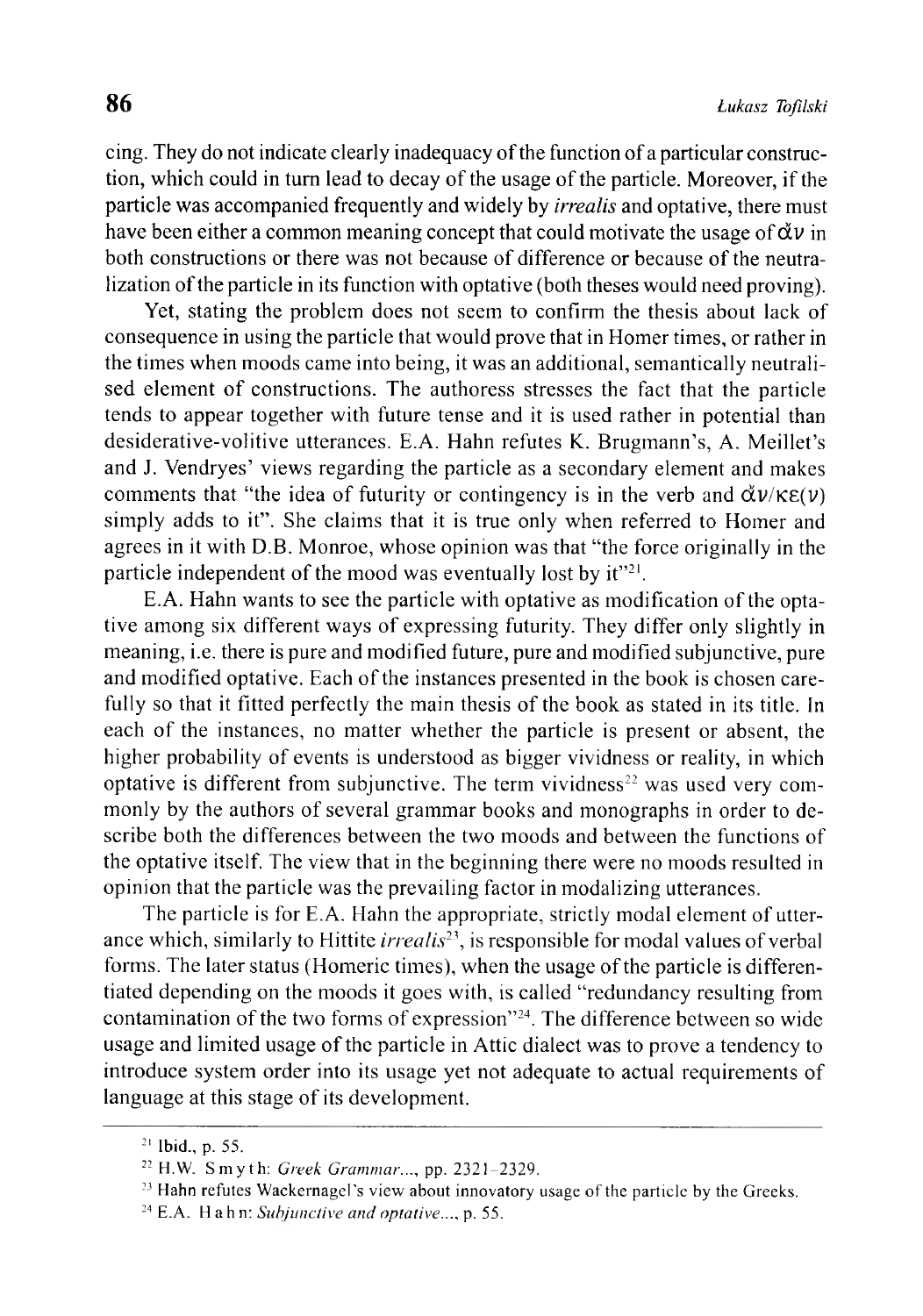cing. They do not indicate clearly inadequacy of the function of a particular construction, which could in turn lead to decay of the usage of the particle. Moreover, if the particle was accompanied frequently and widely by *irrealis* and optative, there must have been either a common meaning concept that could motivate the usage of ἄν in both constructions or there was not because of difference or because of the neutralization of the particle in its function with optative (both theses would need proving).

Yet, stating the problem does not seem to confirm the thesis about lack of consequence in using the particle that would prove that in Homer times, or rather in the times when moods came into being, it was an additional, semantically neutralised element of constructions. The authoress stresses the fact that the particle tends to appear together with future tense and it is used rather in potential than desiderative-volitive utterances. E.A. Hahn refutes K. Brugmann's, A. Meillet's and J. Vendryes' views regarding the particle as a secondary element and makes comments that "the idea of futurity or contingency is in the verb and ἄν/κε(ν) simply adds to it". She claims that it is true only when referred to Homer and agrees in it with D.B. Monroe, whose opinion was that "the force originally in the particle independent of the mood was eventually lost by it"[21].

E.A. Hahn wants to see the particle with optative as modification of the optative among six different ways of expressing futurity. They differ only slightly in meaning, i.e. there is pure and modified future, pure and modified subjunctive, pure and modified optative. Each of the instances presented in the book is chosen carefully so that it fitted perfectly the main thesis of the book as stated in its title. In each of the instances, no matter whether the particle is present or absent, the higher probability of events is understood as bigger vividness or reality, in which optative is different from subjunctive. The term vividness[22] was used very commonly by the authors of several grammar books and monographs in order to describe both the differences between the two moods and between the functions of the optative itself. The view that in the beginning there were no moods resulted in opinion that the particle was the prevailing factor in modalizing utterances.

The particle is for E.A. Hahn the appropriate, strictly modal element of utterance which, similarly to Hittite *irrealis*[23], is responsible for modal values of verbal forms. The later status (Homeric times), when the usage of the particle is differentiated depending on the moods it goes with, is called "redundancy resulting from contamination of the two forms of expression"[24]. The difference between so wide usage and limited usage of the particle in Attic dialect was to prove a tendency to introduce system order into its usage yet not adequate to actual requirements of language at this stage of its development.

---

[21] Ibid., p. 55.

[22] H.W. Smyth: *Greek Grammar...*, pp. 2321–2329.

[23] Hahn refutes Wackernagel's view about innovatory usage of the particle by the Greeks.

[24] E.A. Hahn: *Subjunctive and optative...*, p. 55.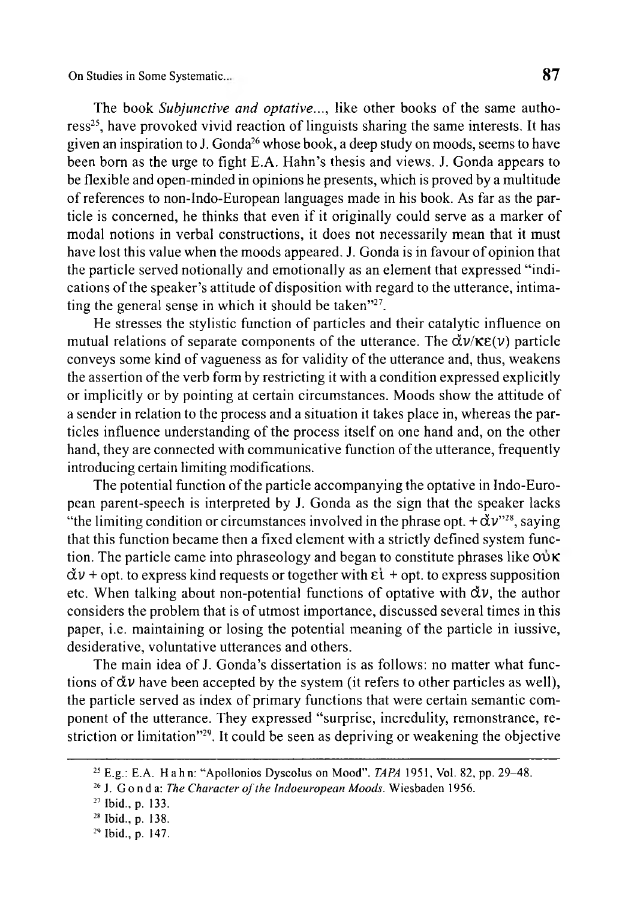The book *Subjunctive and optative...*, like other books of the same authoress[25], have provoked vivid reaction of linguists sharing the same interests. It has given an inspiration to J. Gonda[26] whose book, a deep study on moods, seems to have been born as the urge to fight E.A. Hahn's thesis and views. J. Gonda appears to be flexible and open-minded in opinions he presents, which is proved by a multitude of references to non-Indo-European languages made in his book. As far as the particle is concerned, he thinks that even if it originally could serve as a marker of modal notions in verbal constructions, it does not necessarily mean that it must have lost this value when the moods appeared. J. Gonda is in favour of opinion that the particle served notionally and emotionally as an element that expressed "indications of the speaker's attitude of disposition with regard to the utterance, intimating the general sense in which it should be taken"[27].

He stresses the stylistic function of particles and their catalytic influence on mutual relations of separate components of the utterance. The ἄν/κε(ν) particle conveys some kind of vagueness as for validity of the utterance and, thus, weakens the assertion of the verb form by restricting it with a condition expressed explicitly or implicitly or by pointing at certain circumstances. Moods show the attitude of a sender in relation to the process and a situation it takes place in, whereas the particles influence understanding of the process itself on one hand and, on the other hand, they are connected with communicative function of the utterance, frequently introducing certain limiting modifications.

The potential function of the particle accompanying the optative in Indo-European parent-speech is interpreted by J. Gonda as the sign that the speaker lacks "the limiting condition or circumstances involved in the phrase opt. + ἄν"[28], saying that this function became then a fixed element with a strictly defined system function. The particle came into phraseology and began to constitute phrases like οὐκ ἄν + opt. to express kind requests or together with εἰ + opt. to express supposition etc. When talking about non-potential functions of optative with ἄν, the author considers the problem that is of utmost importance, discussed several times in this paper, i.e. maintaining or losing the potential meaning of the particle in iussive, desiderative, voluntative utterances and others.

The main idea of J. Gonda's dissertation is as follows: no matter what functions of ἄν have been accepted by the system (it refers to other particles as well), the particle served as index of primary functions that were certain semantic component of the utterance. They expressed "surprise, incredulity, remonstrance, restriction or limitation"[29]. It could be seen as depriving or weakening the objective

---

[25] E.g.: E.A. Hahn: "Apollonios Dyscolus on Mood". *TAPA* 1951, Vol. 82, pp. 29–48.

[26] J. Gonda: *The Character of the Indoeuropean Moods.* Wiesbaden 1956.

[27] Ibid., p. 133.

[28] Ibid., p. 138.

[29] Ibid., p. 147.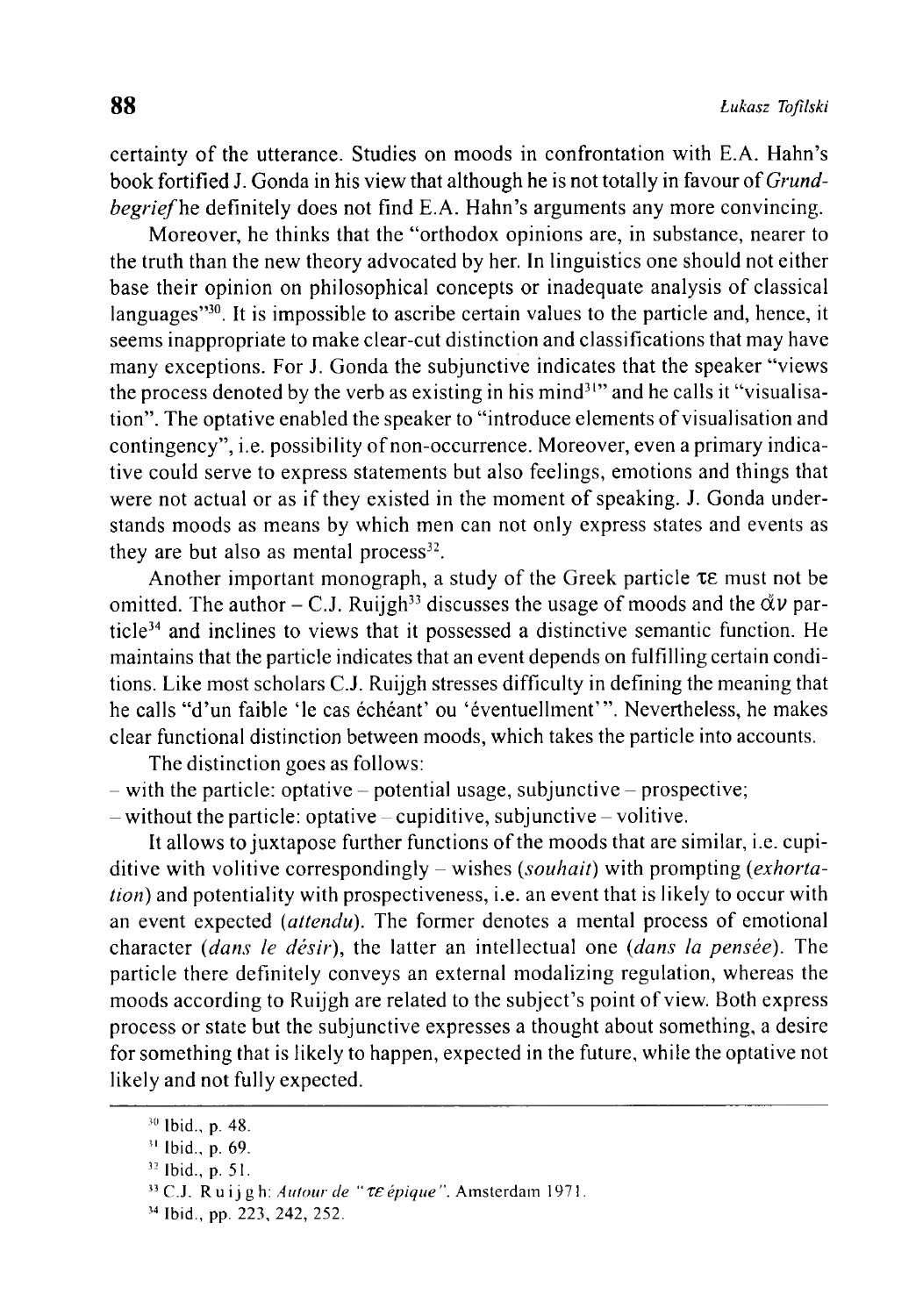certainty of the utterance. Studies on moods in confrontation with E.A. Hahn's book fortified J. Gonda in his view that although he is not totally in favour of *Grundbegrief* he definitely does not find E.A. Hahn's arguments any more convincing.

Moreover, he thinks that the "orthodox opinions are, in substance, nearer to the truth than the new theory advocated by her. In linguistics one should not either base their opinion on philosophical concepts or inadequate analysis of classical languages"[30]. It is impossible to ascribe certain values to the particle and, hence, it seems inappropriate to make clear-cut distinction and classifications that may have many exceptions. For J. Gonda the subjunctive indicates that the speaker "views the process denoted by the verb as existing in his mind[31]" and he calls it "visualisation". The optative enabled the speaker to "introduce elements of visualisation and contingency", i.e. possibility of non-occurrence. Moreover, even a primary indicative could serve to express statements but also feelings, emotions and things that were not actual or as if they existed in the moment of speaking. J. Gonda understands moods as means by which men can not only express states and events as they are but also as mental process[32].

Another important monograph, a study of the Greek particle τε must not be omitted. The author – C.J. Ruijgh[33] discusses the usage of moods and the ἄν particle[34] and inclines to views that it possessed a distinctive semantic function. He maintains that the particle indicates that an event depends on fulfilling certain conditions. Like most scholars C.J. Ruijgh stresses difficulty in defining the meaning that he calls "d'un faible 'le cas échéant' ou 'éventuellment'". Nevertheless, he makes clear functional distinction between moods, which takes the particle into accounts.

The distinction goes as follows:

- with the particle: optative – potential usage, subjunctive – prospective;
- without the particle: optative – cupiditive, subjunctive – volitive.

It allows to juxtapose further functions of the moods that are similar, i.e. cupiditive with volitive correspondingly – wishes (*souhait*) with prompting (*exhortation*) and potentiality with prospectiveness, i.e. an event that is likely to occur with an event expected (*attendu*). The former denotes a mental process of emotional character (*dans le désir*), the latter an intellectual one (*dans la pensée*). The particle there definitely conveys an external modalizing regulation, whereas the moods according to Ruijgh are related to the subject's point of view. Both express process or state but the subjunctive expresses a thought about something, a desire for something that is likely to happen, expected in the future, while the optative not likely and not fully expected.

---

[30] Ibid., p. 48.

[31] Ibid., p. 69.

[32] Ibid., p. 51.

[33] C.J. Ruijgh: *Autour de "τε épique"*. Amsterdam 1971.

[34] Ibid., pp. 223, 242, 252.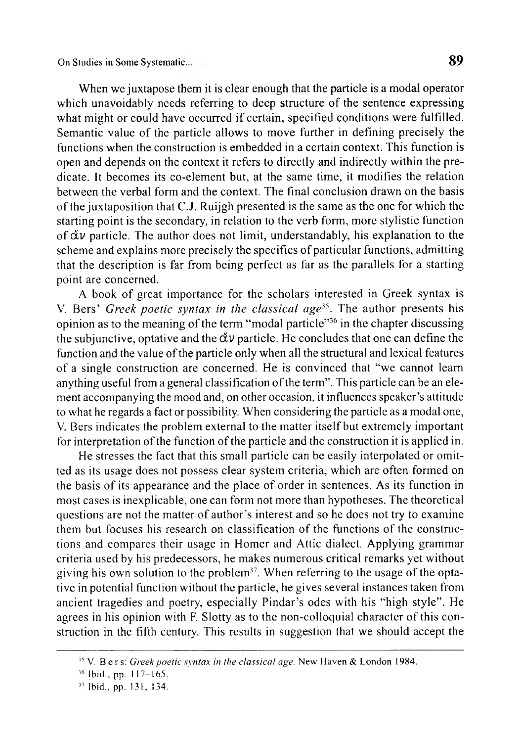When we juxtapose them it is clear enough that the particle is a modal operator which unavoidably needs referring to deep structure of the sentence expressing what might or could have occurred if certain, specified conditions were fulfilled. Semantic value of the particle allows to move further in defining precisely the functions when the construction is embedded in a certain context. This function is open and depends on the context it refers to directly and indirectly within the predicate. It becomes its co-element but, at the same time, it modifies the relation between the verbal form and the context. The final conclusion drawn on the basis of the juxtaposition that C.J. Ruijgh presented is the same as the one for which the starting point is the secondary, in relation to the verb form, more stylistic function of ἄν particle. The author does not limit, understandably, his explanation to the scheme and explains more precisely the specifics of particular functions, admitting that the description is far from being perfect as far as the parallels for a starting point are concerned.

A book of great importance for the scholars interested in Greek syntax is V. Bers' *Greek poetic syntax in the classical age*[35]. The author presents his opinion as to the meaning of the term "modal particle"[36] in the chapter discussing the subjunctive, optative and the ἄν particle. He concludes that one can define the function and the value of the particle only when all the structural and lexical features of a single construction are concerned. He is convinced that "we cannot learn anything useful from a general classification of the term". This particle can be an element accompanying the mood and, on other occasion, it influences speaker's attitude to what he regards a fact or possibility. When considering the particle as a modal one, V. Bers indicates the problem external to the matter itself but extremely important for interpretation of the function of the particle and the construction it is applied in.

He stresses the fact that this small particle can be easily interpolated or omitted as its usage does not possess clear system criteria, which are often formed on the basis of its appearance and the place of order in sentences. As its function in most cases is inexplicable, one can form not more than hypotheses. The theoretical questions are not the matter of author's interest and so he does not try to examine them but focuses his research on classification of the functions of the constructions and compares their usage in Homer and Attic dialect. Applying grammar criteria used by his predecessors, he makes numerous critical remarks yet without giving his own solution to the problem[37]. When referring to the usage of the optative in potential function without the particle, he gives several instances taken from ancient tragedies and poetry, especially Pindar's odes with his "high style". He agrees in his opinion with F. Slotty as to the non-colloquial character of this construction in the fifth century. This results in suggestion that we should accept the

---

[35] V. Bers: *Greek poetic syntax in the classical age*. New Haven & London 1984.

[36] Ibid., pp. 117–165.

[37] Ibid., pp. 131, 134.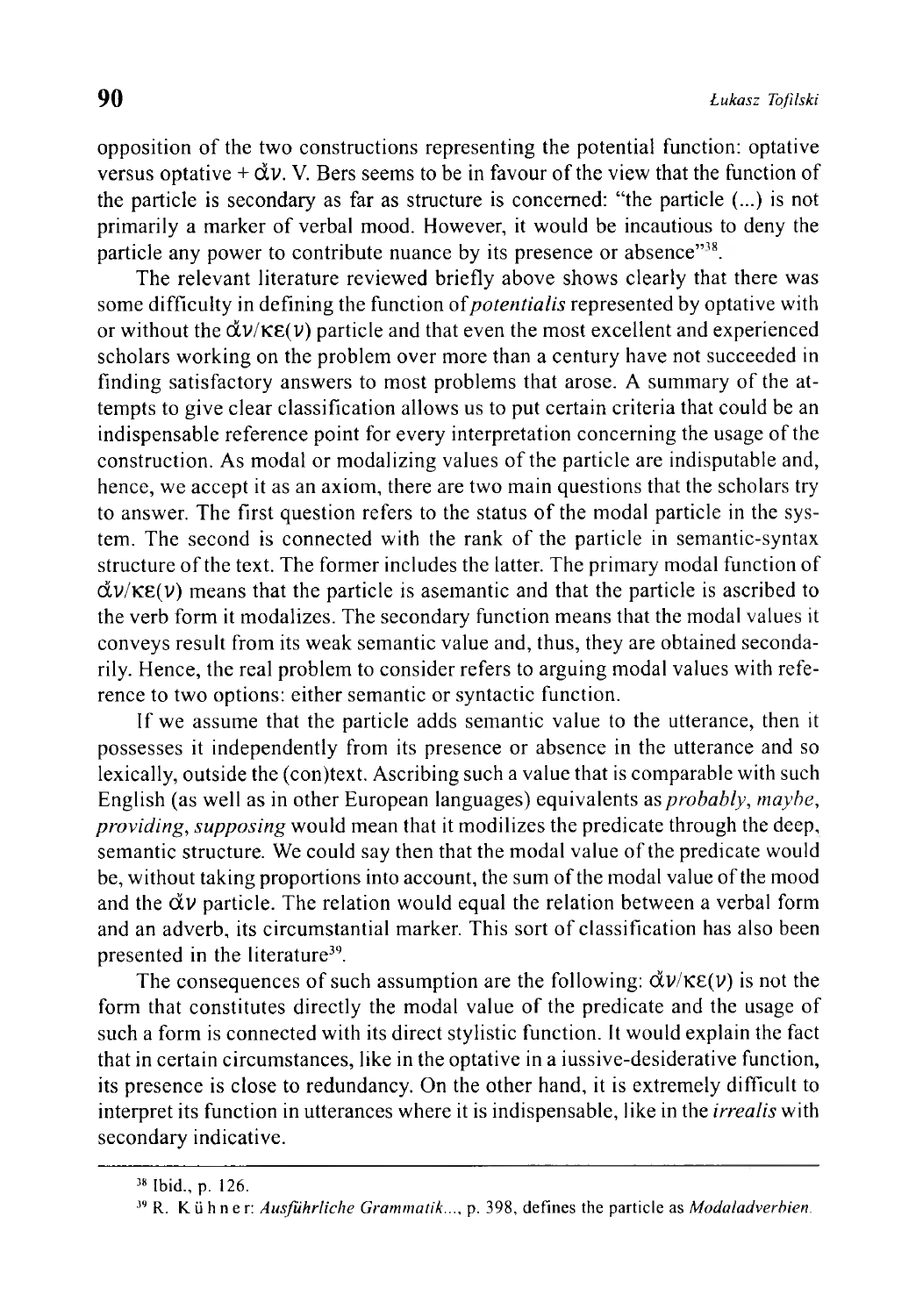opposition of the two constructions representing the potential function: optative versus optative + ἄν. V. Bers seems to be in favour of the view that the function of the particle is secondary as far as structure is concerned: "the particle (...) is not primarily a marker of verbal mood. However, it would be incautious to deny the particle any power to contribute nuance by its presence or absence"[38].

The relevant literature reviewed briefly above shows clearly that there was some difficulty in defining the function of *potentialis* represented by optative with or without the ἄν/κε(ν) particle and that even the most excellent and experienced scholars working on the problem over more than a century have not succeeded in finding satisfactory answers to most problems that arose. A summary of the attempts to give clear classification allows us to put certain criteria that could be an indispensable reference point for every interpretation concerning the usage of the construction. As modal or modalizing values of the particle are indisputable and, hence, we accept it as an axiom, there are two main questions that the scholars try to answer. The first question refers to the status of the modal particle in the system. The second is connected with the rank of the particle in semantic-syntax structure of the text. The former includes the latter. The primary modal function of ἄν/κε(ν) means that the particle is asemantic and that the particle is ascribed to the verb form it modalizes. The secondary function means that the modal values it conveys result from its weak semantic value and, thus, they are obtained secondarily. Hence, the real problem to consider refers to arguing modal values with reference to two options: either semantic or syntactic function.

If we assume that the particle adds semantic value to the utterance, then it possesses it independently from its presence or absence in the utterance and so lexically, outside the (con)text. Ascribing such a value that is comparable with such English (as well as in other European languages) equivalents as *probably*, *maybe*, *providing*, *supposing* would mean that it modilizes the predicate through the deep, semantic structure. We could say then that the modal value of the predicate would be, without taking proportions into account, the sum of the modal value of the mood and the ἄν particle. The relation would equal the relation between a verbal form and an adverb, its circumstantial marker. This sort of classification has also been presented in the literature[39].

The consequences of such assumption are the following: ἄν/κε(ν) is not the form that constitutes directly the modal value of the predicate and the usage of such a form is connected with its direct stylistic function. It would explain the fact that in certain circumstances, like in the optative in a iussive-desiderative function, its presence is close to redundancy. On the other hand, it is extremely difficult to interpret its function in utterances where it is indispensable, like in the *irrealis* with secondary indicative.

---

[38] Ibid., p. 126.

[39] R. Kühner: *Ausführliche Grammatik...*, p. 398, defines the particle as *Modaladverbien*.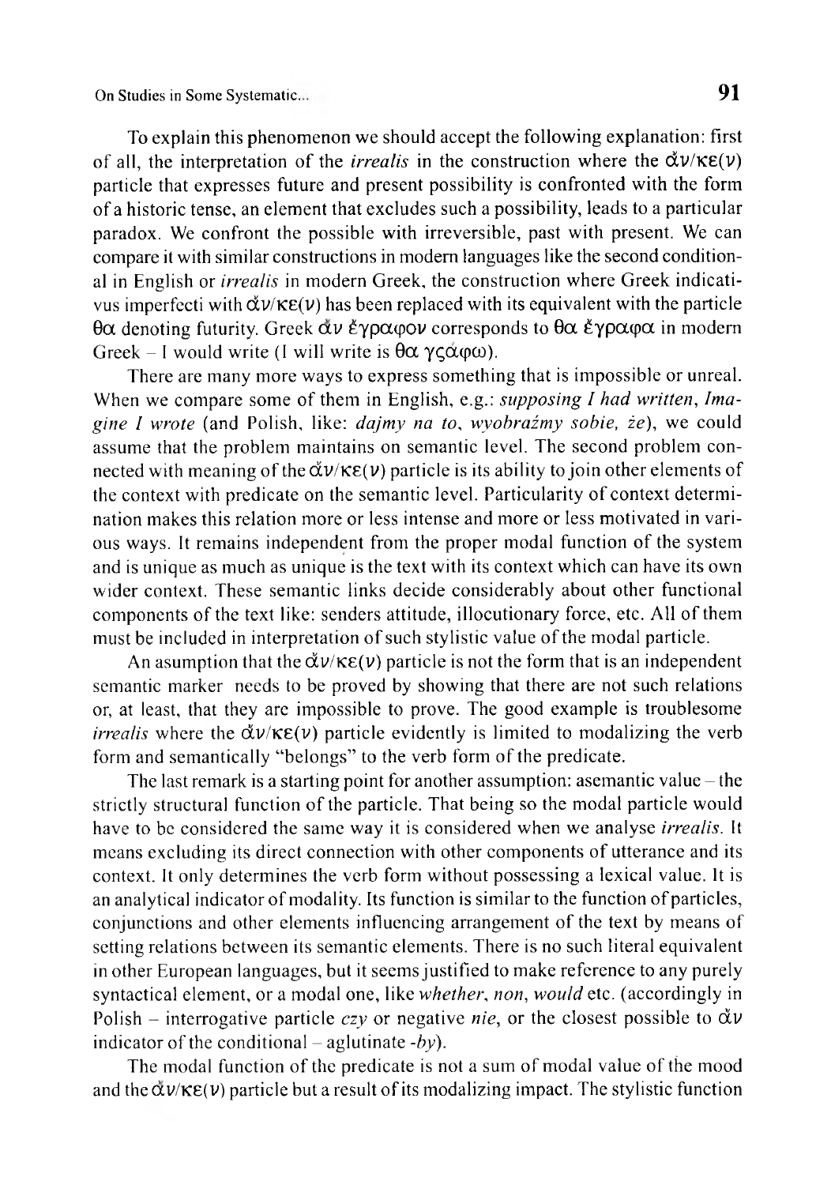To explain this phenomenon we should accept the following explanation: first of all, the interpretation of the *irrealis* in the construction where the ἄν/κε(ν) particle that expresses future and present possibility is confronted with the form of a historic tense, an element that excludes such a possibility, leads to a particular paradox. We confront the possible with irreversible, past with present. We can compare it with similar constructions in modern languages like the second conditional in English or *irrealis* in modern Greek, the construction where Greek indicativus imperfecti with ἄν/κε(ν) has been replaced with its equivalent with the particle θα denoting futurity. Greek ἄν ἔγραφον corresponds to θα ἔγραφα in modern Greek – I would write (I will write is θα γςάφω).

There are many more ways to express something that is impossible or unreal. When we compare some of them in English, e.g.: *supposing I had written*, *Imagine I wrote* (and Polish, like: *dajmy na to*, *wyobraźmy sobie, że*), we could assume that the problem maintains on semantic level. The second problem connected with meaning of the ἄν/κε(ν) particle is its ability to join other elements of the context with predicate on the semantic level. Particularity of context determination makes this relation more or less intense and more or less motivated in various ways. It remains independent from the proper modal function of the system and is unique as much as unique is the text with its context which can have its own wider context. These semantic links decide considerably about other functional components of the text like: senders attitude, illocutionary force, etc. All of them must be included in interpretation of such stylistic value of the modal particle.

An asumption that the ἄν/κε(ν) particle is not the form that is an independent semantic marker needs to be proved by showing that there are not such relations or, at least, that they are impossible to prove. The good example is troublesome *irrealis* where the ἄν/κε(ν) particle evidently is limited to modalizing the verb form and semantically "belongs" to the verb form of the predicate.

The last remark is a starting point for another assumption: asemantic value – the strictly structural function of the particle. That being so the modal particle would have to be considered the same way it is considered when we analyse *irrealis*. It means excluding its direct connection with other components of utterance and its context. It only determines the verb form without possessing a lexical value. It is an analytical indicator of modality. Its function is similar to the function of particles, conjunctions and other elements influencing arrangement of the text by means of setting relations between its semantic elements. There is no such literal equivalent in other European languages, but it seems justified to make reference to any purely syntactical element, or a modal one, like *whether*, *non*, *would* etc. (accordingly in Polish – interrogative particle *czy* or negative *nie*, or the closest possible to ἄν indicator of the conditional – aglutinate *-by*).

The modal function of the predicate is not a sum of modal value of the mood and the ἄν/κε(ν) particle but a result of its modalizing impact. The stylistic function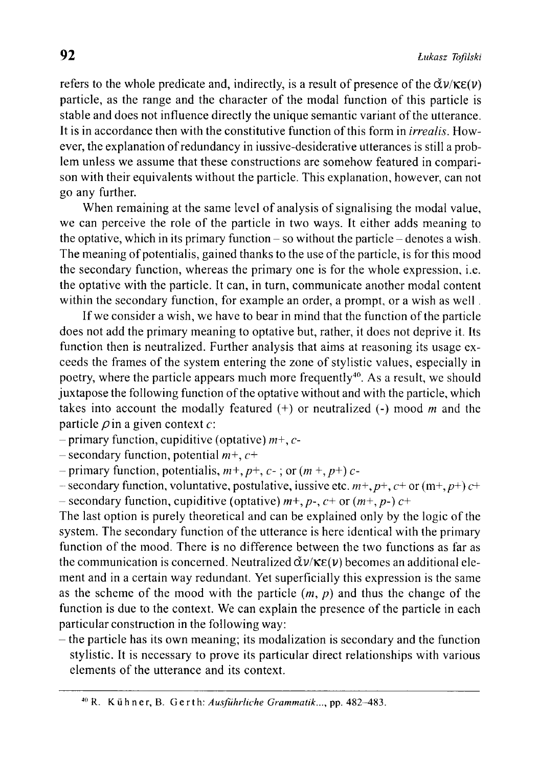refers to the whole predicate and, indirectly, is a result of presence of the ἄν/κε(ν) particle, as the range and the character of the modal function of this particle is stable and does not influence directly the unique semantic variant of the utterance. It is in accordance then with the constitutive function of this form in *irrealis*. However, the explanation of redundancy in iussive-desiderative utterances is still a problem unless we assume that these constructions are somehow featured in comparison with their equivalents without the particle. This explanation, however, can not go any further.

When remaining at the same level of analysis of signalising the modal value, we can perceive the role of the particle in two ways. It either adds meaning to the optative, which in its primary function – so without the particle – denotes a wish. The meaning of potentialis, gained thanks to the use of the particle, is for this mood the secondary function, whereas the primary one is for the whole expression, i.e. the optative with the particle. It can, in turn, communicate another modal content within the secondary function, for example an order, a prompt, or a wish as well .

If we consider a wish, we have to bear in mind that the function of the particle does not add the primary meaning to optative but, rather, it does not deprive it. Its function then is neutralized. Further analysis that aims at reasoning its usage exceeds the frames of the system entering the zone of stylistic values, especially in poetry, where the particle appears much more frequently[40]. As a result, we should juxtapose the following function of the optative without and with the particle, which takes into account the modally featured (+) or neutralized (-) mood $m$ and the particle $\rho$ in a given context $c$:

– primary function, cupiditive (optative) $m+$, $c-$
– secondary function, potential $m+$, $c+$
– primary function, potentialis, $m+$, $p+$, $c-$ ; or $(m +, p+)$ $c-$
– secondary function, voluntative, postulative, iussive etc. $m+$, $p+$, $c+$ or $(m+, p+)$ $c+$
– secondary function, cupiditive (optative) $m+$, $p-$, $c+$ or $(m+, p-)$ $c+$

The last option is purely theoretical and can be explained only by the logic of the system. The secondary function of the utterance is here identical with the primary function of the mood. There is no difference between the two functions as far as the communication is concerned. Neutralized ἄν/κε(ν) becomes an additional element and in a certain way redundant. Yet superficially this expression is the same as the scheme of the mood with the particle $(m, p)$ and thus the change of the function is due to the context. We can explain the presence of the particle in each particular construction in the following way:

– the particle has its own meaning; its modalization is secondary and the function stylistic. It is necessary to prove its particular direct relationships with various elements of the utterance and its context.

---

[40] R. Kühner, B. Gerth: *Ausführliche Grammatik...*, pp. 482–483.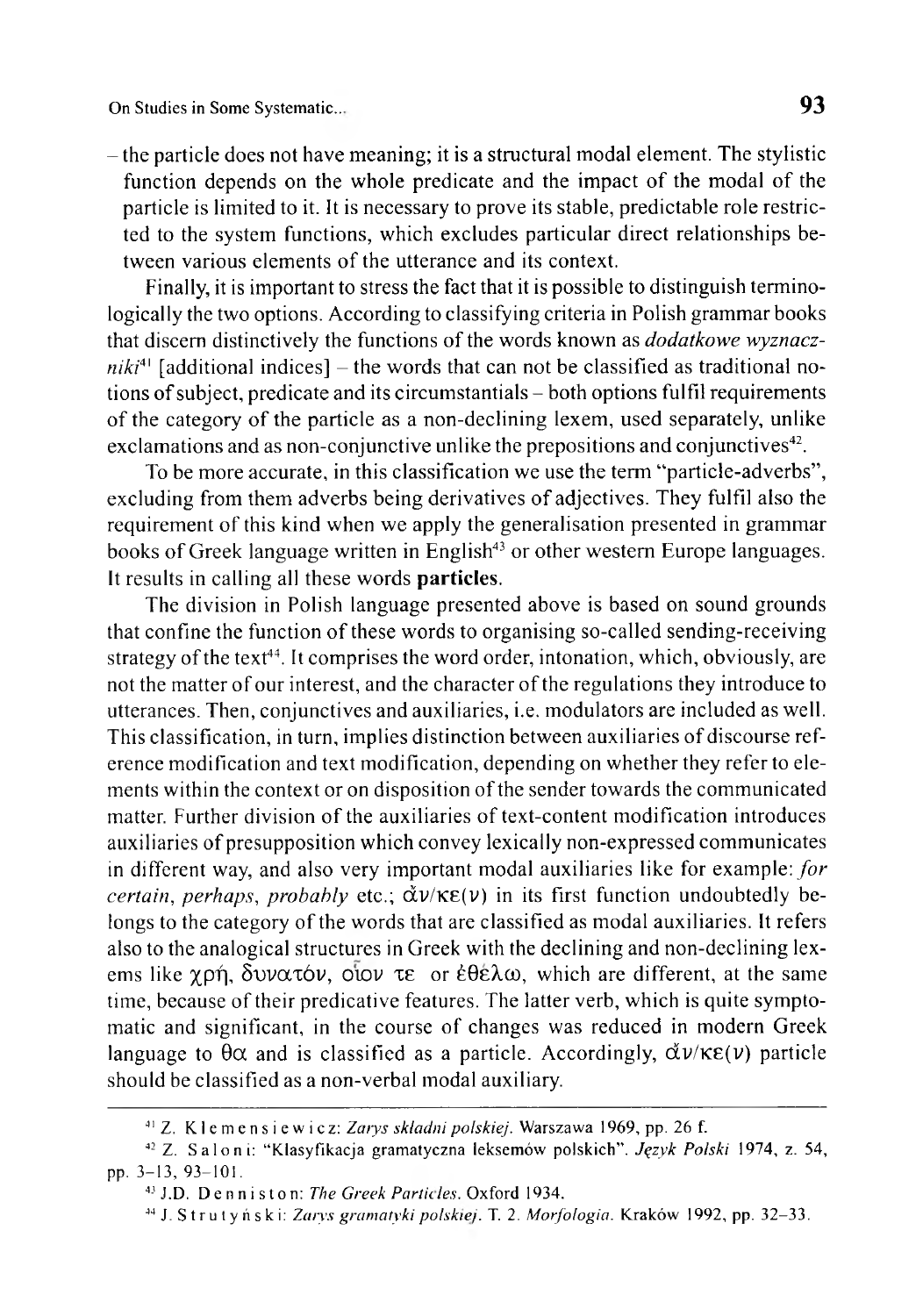– the particle does not have meaning; it is a structural modal element. The stylistic function depends on the whole predicate and the impact of the modal of the particle is limited to it. It is necessary to prove its stable, predictable role restricted to the system functions, which excludes particular direct relationships between various elements of the utterance and its context.

Finally, it is important to stress the fact that it is possible to distinguish terminologically the two options. According to classifying criteria in Polish grammar books that discern distinctively the functions of the words known as *dodatkowe wyznaczniki*[41] [additional indices] – the words that can not be classified as traditional notions of subject, predicate and its circumstantials – both options fulfil requirements of the category of the particle as a non-declining lexem, used separately, unlike exclamations and as non-conjunctive unlike the prepositions and conjunctives[42].

To be more accurate, in this classification we use the term "particle-adverbs", excluding from them adverbs being derivatives of adjectives. They fulfil also the requirement of this kind when we apply the generalisation presented in grammar books of Greek language written in English[43] or other western Europe languages. It results in calling all these words **particles**.

The division in Polish language presented above is based on sound grounds that confine the function of these words to organising so-called sending-receiving strategy of the text[44]. It comprises the word order, intonation, which, obviously, are not the matter of our interest, and the character of the regulations they introduce to utterances. Then, conjunctives and auxiliaries, i.e. modulators are included as well. This classification, in turn, implies distinction between auxiliaries of discourse reference modification and text modification, depending on whether they refer to elements within the context or on disposition of the sender towards the communicated matter. Further division of the auxiliaries of text-content modification introduces auxiliaries of presupposition which convey lexically non-expressed communicates in different way, and also very important modal auxiliaries like for example: *for certain*, *perhaps*, *probably* etc.; ἄν/κε(ν) in its first function undoubtedly belongs to the category of the words that are classified as modal auxiliaries. It refers also to the analogical structures in Greek with the declining and non-declining lexems like χρή, δυνατόν, οἷόν τε or ἐθέλω, which are different, at the same time, because of their predicative features. The latter verb, which is quite symptomatic and significant, in the course of changes was reduced in modern Greek language to θα and is classified as a particle. Accordingly, ἄν/κε(ν) particle should be classified as a non-verbal modal auxiliary.

---

[41] Z. Klemensiewicz: *Zarys składni polskiej*. Warszawa 1969, pp. 26 f.

[42] Z. Saloni: "Klasyfikacja gramatyczna leksemów polskich". *Język Polski* 1974, z. 54, pp. 3–13, 93–101.

[43] J.D. Denniston: *The Greek Particles*. Oxford 1934.

[44] J. Strutyński: *Zarys gramatyki polskiej*. T. 2. *Morfologia*. Kraków 1992, pp. 32–33.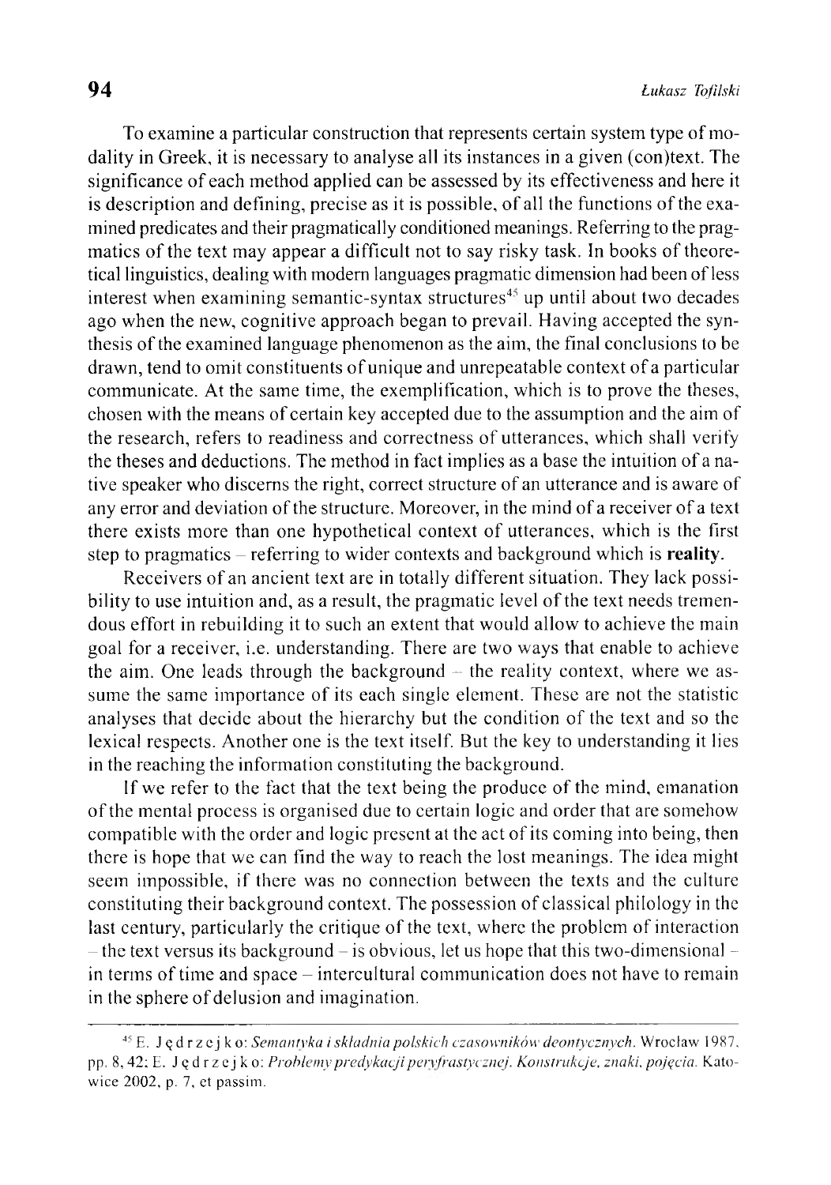To examine a particular construction that represents certain system type of modality in Greek, it is necessary to analyse all its instances in a given (con)text. The significance of each method applied can be assessed by its effectiveness and here it is description and defining, precise as it is possible, of all the functions of the examined predicates and their pragmatically conditioned meanings. Referring to the pragmatics of the text may appear a difficult not to say risky task. In books of theoretical linguistics, dealing with modern languages pragmatic dimension had been of less interest when examining semantic-syntax structures[45] up until about two decades ago when the new, cognitive approach began to prevail. Having accepted the synthesis of the examined language phenomenon as the aim, the final conclusions to be drawn, tend to omit constituents of unique and unrepeatable context of a particular communicate. At the same time, the exemplification, which is to prove the theses, chosen with the means of certain key accepted due to the assumption and the aim of the research, refers to readiness and correctness of utterances, which shall verify the theses and deductions. The method in fact implies as a base the intuition of a native speaker who discerns the right, correct structure of an utterance and is aware of any error and deviation of the structure. Moreover, in the mind of a receiver of a text there exists more than one hypothetical context of utterances, which is the first step to pragmatics – referring to wider contexts and background which is **reality**.

Receivers of an ancient text are in totally different situation. They lack possibility to use intuition and, as a result, the pragmatic level of the text needs tremendous effort in rebuilding it to such an extent that would allow to achieve the main goal for a receiver, i.e. understanding. There are two ways that enable to achieve the aim. One leads through the background – the reality context, where we assume the same importance of its each single element. These are not the statistic analyses that decide about the hierarchy but the condition of the text and so the lexical respects. Another one is the text itself. But the key to understanding it lies in the reaching the information constituting the background.

If we refer to the fact that the text being the produce of the mind, emanation of the mental process is organised due to certain logic and order that are somehow compatible with the order and logic present at the act of its coming into being, then there is hope that we can find the way to reach the lost meanings. The idea might seem impossible, if there was no connection between the texts and the culture constituting their background context. The possession of classical philology in the last century, particularly the critique of the text, where the problem of interaction – the text versus its background – is obvious, let us hope that this two-dimensional – in terms of time and space – intercultural communication does not have to remain in the sphere of delusion and imagination.

---

[45] E. Jędrzejko: *Semantyka i składnia polskich czasowników deontycznych*. Wrocław 1987, pp. 8, 42; E. Jędrzejko: *Problemy predykacji peryfrastycznej. Konstrukcje, znaki, pojęcia*. Katowice 2002, p. 7, et passim.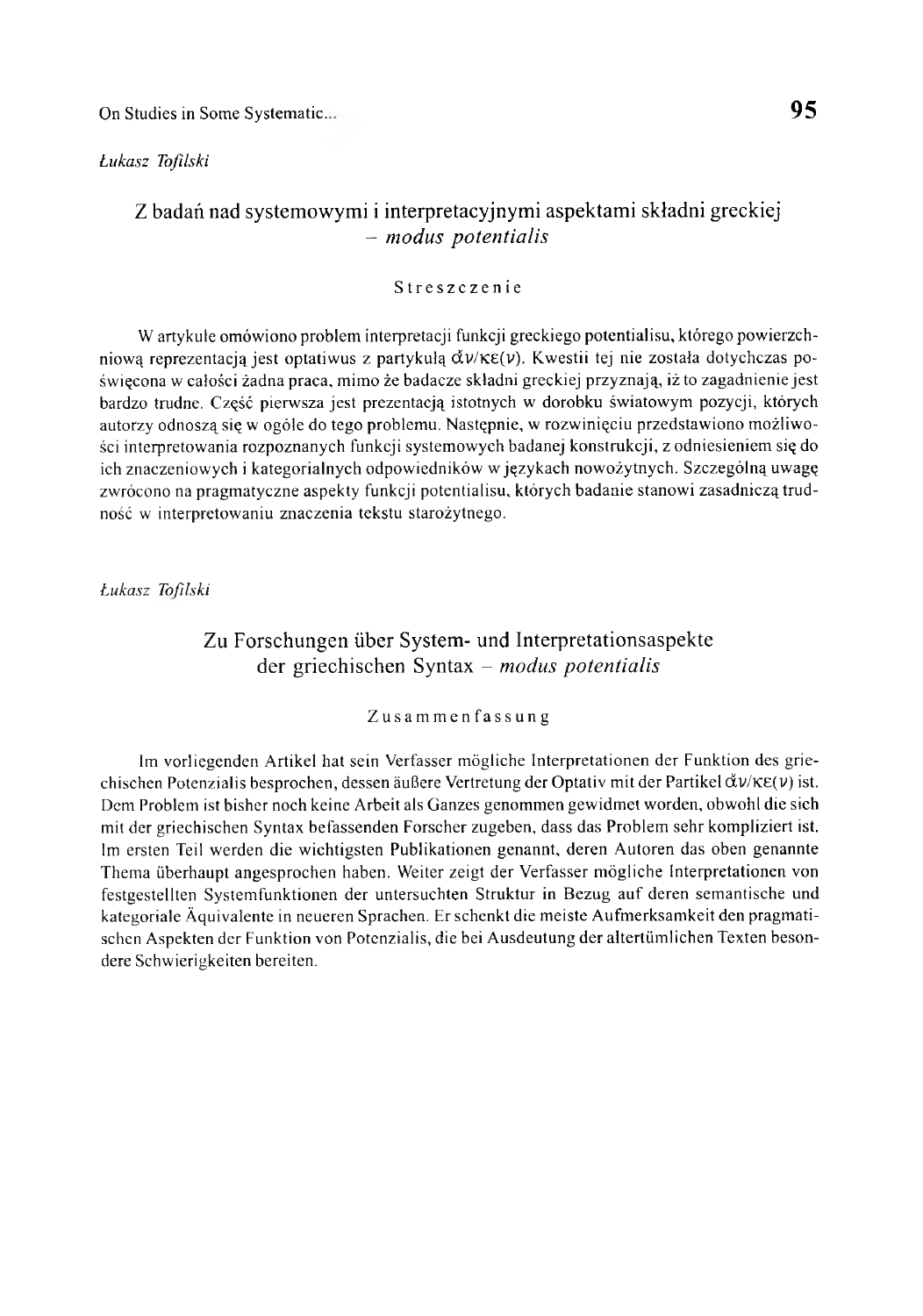*Łukasz Tofilski*

## Z badań nad systemowymi i interpretacyjnymi aspektami składni greckiej – *modus potentialis*

Streszczenie

W artykule omówiono problem interpretacji funkcji greckiego potentialisu, którego powierzchniową reprezentacją jest optatiwus z partykułą ἄν/κε(ν). Kwestii tej nie została dotychczas poświęcona w całości żadna praca, mimo że badacze składni greckiej przyznają, iż to zagadnienie jest bardzo trudne. Część pierwsza jest prezentacją istotnych w dorobku światowym pozycji, których autorzy odnoszą się w ogóle do tego problemu. Następnie, w rozwinięciu przedstawiono możliwości interpretowania rozpoznanych funkcji systemowych badanej konstrukcji, z odniesieniem się do ich znaczeniowych i kategorialnych odpowiedników w językach nowożytnych. Szczególną uwagę zwrócono na pragmatyczne aspekty funkcji potentialisu, których badanie stanowi zasadniczą trudność w interpretowaniu znaczenia tekstu starożytnego.

*Łukasz Tofilski*

## Zu Forschungen über System- und Interpretationsaspekte der griechischen Syntax – *modus potentialis*

Zusammenfassung

Im vorliegenden Artikel hat sein Verfasser mögliche Interpretationen der Funktion des griechischen Potenzialis besprochen, dessen äußere Vertretung der Optativ mit der Partikel ἄν/κε(ν) ist. Dem Problem ist bisher noch keine Arbeit als Ganzes genommen gewidmet worden, obwohl die sich mit der griechischen Syntax befassenden Forscher zugeben, dass das Problem sehr kompliziert ist. Im ersten Teil werden die wichtigsten Publikationen genannt, deren Autoren das oben genannte Thema überhaupt angesprochen haben. Weiter zeigt der Verfasser mögliche Interpretationen von festgestellten Systemfunktionen der untersuchten Struktur in Bezug auf deren semantische und kategoriale Äquivalente in neueren Sprachen. Er schenkt die meiste Aufmerksamkeit den pragmatischen Aspekten der Funktion von Potenzialis, die bei Ausdeutung der altertümlichen Texten besondere Schwierigkeiten bereiten.